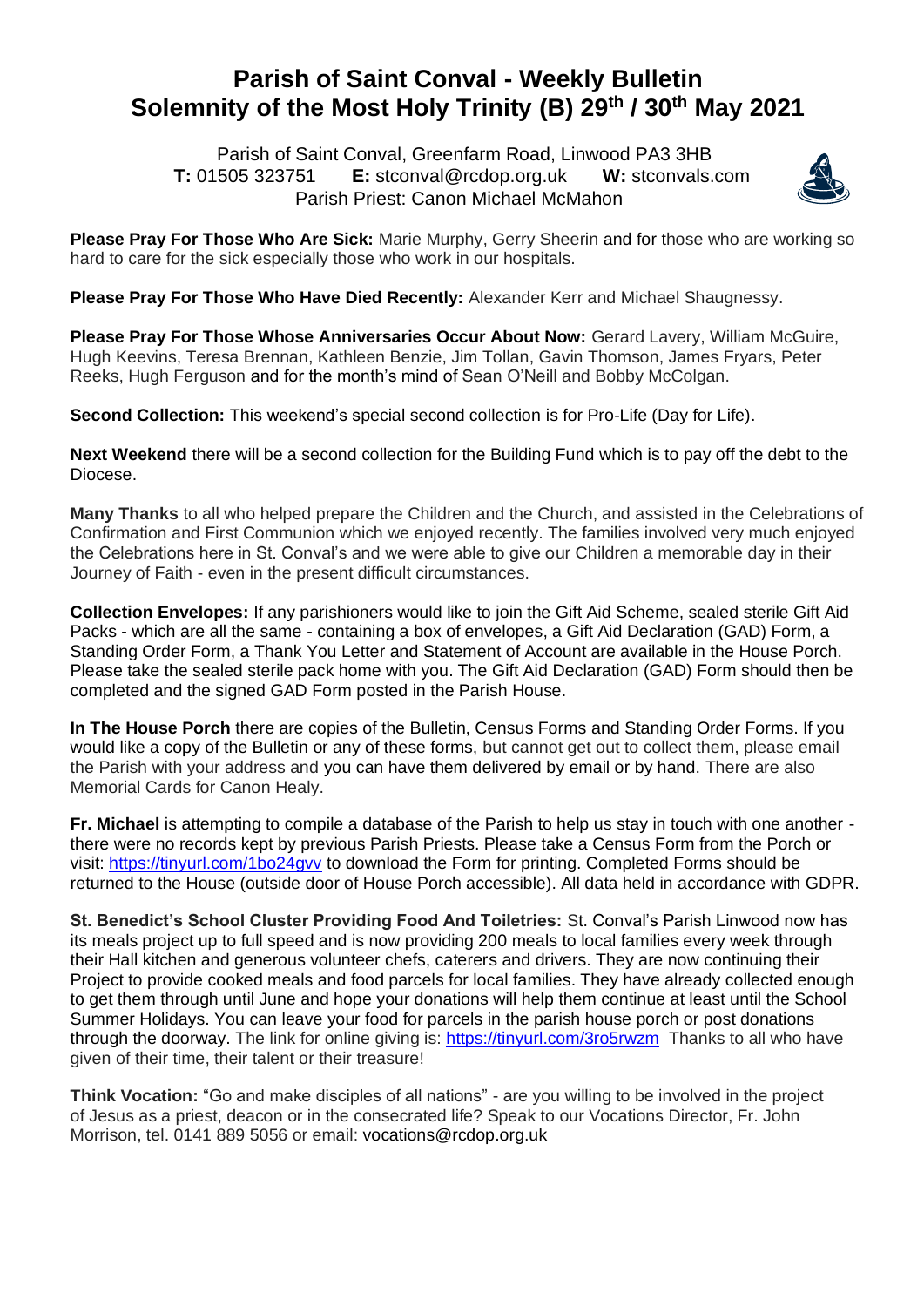# Parish of Saint Conval - Weekly Bulletin
# Solemnity of the Most Holy Trinity (B) 29th / 30th May 2021

Parish of Saint Conval, Greenfarm Road, Linwood PA3 3HB
**T:** 01505 323751 **E:** stconval@rcdop.org.uk **W:** stconvals.com
Parish Priest: Canon Michael McMahon

**Please Pray For Those Who Are Sick:** Marie Murphy, Gerry Sheerin and for those who are working so hard to care for the sick especially those who work in our hospitals.

**Please Pray For Those Who Have Died Recently:** Alexander Kerr and Michael Shaugnessy.

**Please Pray For Those Whose Anniversaries Occur About Now:** Gerard Lavery, William McGuire, Hugh Keevins, Teresa Brennan, Kathleen Benzie, Jim Tollan, Gavin Thomson, James Fryars, Peter Reeks, Hugh Ferguson and for the month's mind of Sean O'Neill and Bobby McColgan.

**Second Collection:** This weekend's special second collection is for Pro-Life (Day for Life).

**Next Weekend** there will be a second collection for the Building Fund which is to pay off the debt to the Diocese.

**Many Thanks** to all who helped prepare the Children and the Church, and assisted in the Celebrations of Confirmation and First Communion which we enjoyed recently. The families involved very much enjoyed the Celebrations here in St. Conval's and we were able to give our Children a memorable day in their Journey of Faith - even in the present difficult circumstances.

**Collection Envelopes:** If any parishioners would like to join the Gift Aid Scheme, sealed sterile Gift Aid Packs - which are all the same - containing a box of envelopes, a Gift Aid Declaration (GAD) Form, a Standing Order Form, a Thank You Letter and Statement of Account are available in the House Porch. Please take the sealed sterile pack home with you. The Gift Aid Declaration (GAD) Form should then be completed and the signed GAD Form posted in the Parish House.

**In The House Porch** there are copies of the Bulletin, Census Forms and Standing Order Forms. If you would like a copy of the Bulletin or any of these forms, but cannot get out to collect them, please email the Parish with your address and you can have them delivered by email or by hand. There are also Memorial Cards for Canon Healy.

**Fr. Michael** is attempting to compile a database of the Parish to help us stay in touch with one another - there were no records kept by previous Parish Priests. Please take a Census Form from the Porch or visit: https://tinyurl.com/1bo24gvv to download the Form for printing. Completed Forms should be returned to the House (outside door of House Porch accessible). All data held in accordance with GDPR.

**St. Benedict's School Cluster Providing Food And Toiletries:** St. Conval's Parish Linwood now has its meals project up to full speed and is now providing 200 meals to local families every week through their Hall kitchen and generous volunteer chefs, caterers and drivers. They are now continuing their Project to provide cooked meals and food parcels for local families. They have already collected enough to get them through until June and hope your donations will help them continue at least until the School Summer Holidays. You can leave your food for parcels in the parish house porch or post donations through the doorway. The link for online giving is: https://tinyurl.com/3ro5rwzm Thanks to all who have given of their time, their talent or their treasure!

**Think Vocation:** "Go and make disciples of all nations" - are you willing to be involved in the project of Jesus as a priest, deacon or in the consecrated life? Speak to our Vocations Director, Fr. John Morrison, tel. 0141 889 5056 or email: vocations@rcdop.org.uk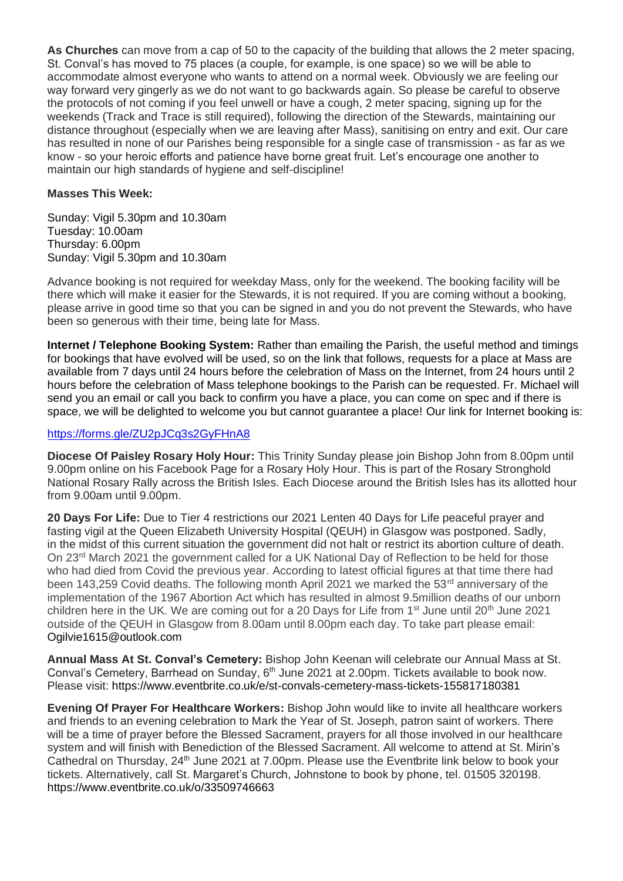**As Churches** can move from a cap of 50 to the capacity of the building that allows the 2 meter spacing, St. Conval's has moved to 75 places (a couple, for example, is one space) so we will be able to accommodate almost everyone who wants to attend on a normal week. Obviously we are feeling our way forward very gingerly as we do not want to go backwards again. So please be careful to observe the protocols of not coming if you feel unwell or have a cough, 2 meter spacing, signing up for the weekends (Track and Trace is still required), following the direction of the Stewards, maintaining our distance throughout (especially when we are leaving after Mass), sanitising on entry and exit. Our care has resulted in none of our Parishes being responsible for a single case of transmission - as far as we know - so your heroic efforts and patience have borne great fruit. Let's encourage one another to maintain our high standards of hygiene and self-discipline!

**Masses This Week:**

Sunday: Vigil 5.30pm and 10.30am
Tuesday: 10.00am
Thursday: 6.00pm
Sunday: Vigil 5.30pm and 10.30am

Advance booking is not required for weekday Mass, only for the weekend. The booking facility will be there which will make it easier for the Stewards, it is not required. If you are coming without a booking, please arrive in good time so that you can be signed in and you do not prevent the Stewards, who have been so generous with their time, being late for Mass.

**Internet / Telephone Booking System:** Rather than emailing the Parish, the useful method and timings for bookings that have evolved will be used, so on the link that follows, requests for a place at Mass are available from 7 days until 24 hours before the celebration of Mass on the Internet, from 24 hours until 2 hours before the celebration of Mass telephone bookings to the Parish can be requested. Fr. Michael will send you an email or call you back to confirm you have a place, you can come on spec and if there is space, we will be delighted to welcome you but cannot guarantee a place! Our link for Internet booking is:

https://forms.gle/ZU2pJCq3s2GyFHnA8

**Diocese Of Paisley Rosary Holy Hour:** This Trinity Sunday please join Bishop John from 8.00pm until 9.00pm online on his Facebook Page for a Rosary Holy Hour. This is part of the Rosary Stronghold National Rosary Rally across the British Isles. Each Diocese around the British Isles has its allotted hour from 9.00am until 9.00pm.

**20 Days For Life:** Due to Tier 4 restrictions our 2021 Lenten 40 Days for Life peaceful prayer and fasting vigil at the Queen Elizabeth University Hospital (QEUH) in Glasgow was postponed. Sadly, in the midst of this current situation the government did not halt or restrict its abortion culture of death. On 23rd March 2021 the government called for a UK National Day of Reflection to be held for those who had died from Covid the previous year. According to latest official figures at that time there had been 143,259 Covid deaths. The following month April 2021 we marked the 53rd anniversary of the implementation of the 1967 Abortion Act which has resulted in almost 9.5million deaths of our unborn children here in the UK. We are coming out for a 20 Days for Life from 1st June until 20th June 2021 outside of the QEUH in Glasgow from 8.00am until 8.00pm each day. To take part please email: Ogilvie1615@outlook.com

**Annual Mass At St. Conval's Cemetery:** Bishop John Keenan will celebrate our Annual Mass at St. Conval's Cemetery, Barrhead on Sunday, 6th June 2021 at 2.00pm. Tickets available to book now. Please visit: https://www.eventbrite.co.uk/e/st-convals-cemetery-mass-tickets-155817180381

**Evening Of Prayer For Healthcare Workers:** Bishop John would like to invite all healthcare workers and friends to an evening celebration to Mark the Year of St. Joseph, patron saint of workers. There will be a time of prayer before the Blessed Sacrament, prayers for all those involved in our healthcare system and will finish with Benediction of the Blessed Sacrament. All welcome to attend at St. Mirin's Cathedral on Thursday, 24th June 2021 at 7.00pm. Please use the Eventbrite link below to book your tickets. Alternatively, call St. Margaret's Church, Johnstone to book by phone, tel. 01505 320198. https://www.eventbrite.co.uk/o/33509746663